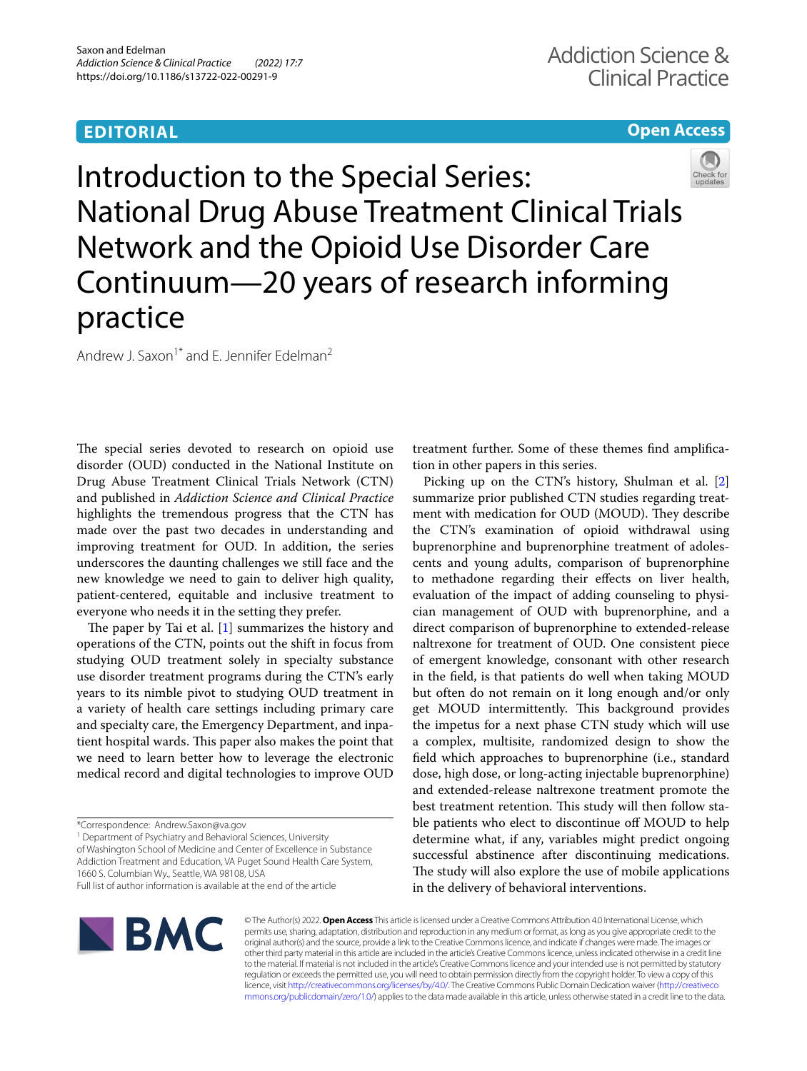EDITORIAL

Open Access

# Introduction to the Special Series: National Drug Abuse Treatment Clinical Trials Network and the Opioid Use Disorder Care Continuum—20 years of research informing practice

Andrew J. Saxon[1*] and E. Jennifer Edelman[2]

The special series devoted to research on opioid use disorder (OUD) conducted in the National Institute on Drug Abuse Treatment Clinical Trials Network (CTN) and published in *Addiction Science and Clinical Practice* highlights the tremendous progress that the CTN has made over the past two decades in understanding and improving treatment for OUD. In addition, the series underscores the daunting challenges we still face and the new knowledge we need to gain to deliver high quality, patient-centered, equitable and inclusive treatment to everyone who needs it in the setting they prefer.

The paper by Tai et al. [1] summarizes the history and operations of the CTN, points out the shift in focus from studying OUD treatment solely in specialty substance use disorder treatment programs during the CTN's early years to its nimble pivot to studying OUD treatment in a variety of health care settings including primary care and specialty care, the Emergency Department, and inpatient hospital wards. This paper also makes the point that we need to learn better how to leverage the electronic medical record and digital technologies to improve OUD treatment further. Some of these themes find amplification in other papers in this series.

Picking up on the CTN's history, Shulman et al. [2] summarize prior published CTN studies regarding treatment with medication for OUD (MOUD). They describe the CTN's examination of opioid withdrawal using buprenorphine and buprenorphine treatment of adolescents and young adults, comparison of buprenorphine to methadone regarding their effects on liver health, evaluation of the impact of adding counseling to physician management of OUD with buprenorphine, and a direct comparison of buprenorphine to extended-release naltrexone for treatment of OUD. One consistent piece of emergent knowledge, consonant with other research in the field, is that patients do well when taking MOUD but often do not remain on it long enough and/or only get MOUD intermittently. This background provides the impetus for a next phase CTN study which will use a complex, multisite, randomized design to show the field which approaches to buprenorphine (i.e., standard dose, high dose, or long-acting injectable buprenorphine) and extended-release naltrexone treatment promote the best treatment retention. This study will then follow stable patients who elect to discontinue off MOUD to help determine what, if any, variables might predict ongoing successful abstinence after discontinuing medications. The study will also explore the use of mobile applications in the delivery of behavioral interventions.

*Correspondence: Andrew.Saxon@va.gov

[1] Department of Psychiatry and Behavioral Sciences, University of Washington School of Medicine and Center of Excellence in Substance Addiction Treatment and Education, VA Puget Sound Health Care System, 1660 S. Columbian Wy., Seattle, WA 98108, USA

Full list of author information is available at the end of the article

© The Author(s) 2022. **Open Access** This article is licensed under a Creative Commons Attribution 4.0 International License, which permits use, sharing, adaptation, distribution and reproduction in any medium or format, as long as you give appropriate credit to the original author(s) and the source, provide a link to the Creative Commons licence, and indicate if changes were made. The images or other third party material in this article are included in the article's Creative Commons licence, unless indicated otherwise in a credit line to the material. If material is not included in the article's Creative Commons licence and your intended use is not permitted by statutory regulation or exceeds the permitted use, you will need to obtain permission directly from the copyright holder. To view a copy of this licence, visit http://creativecommons.org/licenses/by/4.0/. The Creative Commons Public Domain Dedication waiver (http://creativecommons.org/publicdomain/zero/1.0/) applies to the data made available in this article, unless otherwise stated in a credit line to the data.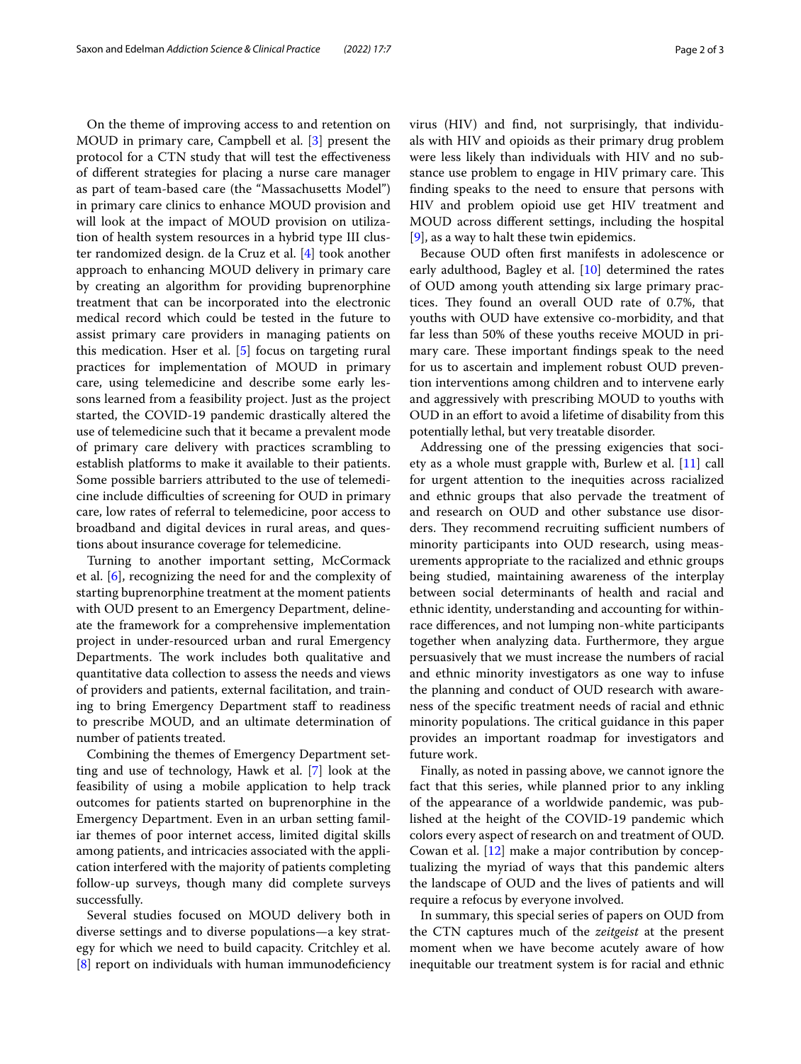On the theme of improving access to and retention on MOUD in primary care, Campbell et al. [3] present the protocol for a CTN study that will test the effectiveness of different strategies for placing a nurse care manager as part of team-based care (the "Massachusetts Model") in primary care clinics to enhance MOUD provision and will look at the impact of MOUD provision on utilization of health system resources in a hybrid type III cluster randomized design. de la Cruz et al. [4] took another approach to enhancing MOUD delivery in primary care by creating an algorithm for providing buprenorphine treatment that can be incorporated into the electronic medical record which could be tested in the future to assist primary care providers in managing patients on this medication. Hser et al. [5] focus on targeting rural practices for implementation of MOUD in primary care, using telemedicine and describe some early lessons learned from a feasibility project. Just as the project started, the COVID-19 pandemic drastically altered the use of telemedicine such that it became a prevalent mode of primary care delivery with practices scrambling to establish platforms to make it available to their patients. Some possible barriers attributed to the use of telemedicine include difficulties of screening for OUD in primary care, low rates of referral to telemedicine, poor access to broadband and digital devices in rural areas, and questions about insurance coverage for telemedicine.

Turning to another important setting, McCormack et al. [6], recognizing the need for and the complexity of starting buprenorphine treatment at the moment patients with OUD present to an Emergency Department, delineate the framework for a comprehensive implementation project in under-resourced urban and rural Emergency Departments. The work includes both qualitative and quantitative data collection to assess the needs and views of providers and patients, external facilitation, and training to bring Emergency Department staff to readiness to prescribe MOUD, and an ultimate determination of number of patients treated.

Combining the themes of Emergency Department setting and use of technology, Hawk et al. [7] look at the feasibility of using a mobile application to help track outcomes for patients started on buprenorphine in the Emergency Department. Even in an urban setting familiar themes of poor internet access, limited digital skills among patients, and intricacies associated with the application interfered with the majority of patients completing follow-up surveys, though many did complete surveys successfully.

Several studies focused on MOUD delivery both in diverse settings and to diverse populations—a key strategy for which we need to build capacity. Critchley et al. [8] report on individuals with human immunodeficiency virus (HIV) and find, not surprisingly, that individuals with HIV and opioids as their primary drug problem were less likely than individuals with HIV and no substance use problem to engage in HIV primary care. This finding speaks to the need to ensure that persons with HIV and problem opioid use get HIV treatment and MOUD across different settings, including the hospital [9], as a way to halt these twin epidemics.

Because OUD often first manifests in adolescence or early adulthood, Bagley et al. [10] determined the rates of OUD among youth attending six large primary practices. They found an overall OUD rate of 0.7%, that youths with OUD have extensive co-morbidity, and that far less than 50% of these youths receive MOUD in primary care. These important findings speak to the need for us to ascertain and implement robust OUD prevention interventions among children and to intervene early and aggressively with prescribing MOUD to youths with OUD in an effort to avoid a lifetime of disability from this potentially lethal, but very treatable disorder.

Addressing one of the pressing exigencies that society as a whole must grapple with, Burlew et al. [11] call for urgent attention to the inequities across racialized and ethnic groups that also pervade the treatment of and research on OUD and other substance use disorders. They recommend recruiting sufficient numbers of minority participants into OUD research, using measurements appropriate to the racialized and ethnic groups being studied, maintaining awareness of the interplay between social determinants of health and racial and ethnic identity, understanding and accounting for within-race differences, and not lumping non-white participants together when analyzing data. Furthermore, they argue persuasively that we must increase the numbers of racial and ethnic minority investigators as one way to infuse the planning and conduct of OUD research with awareness of the specific treatment needs of racial and ethnic minority populations. The critical guidance in this paper provides an important roadmap for investigators and future work.

Finally, as noted in passing above, we cannot ignore the fact that this series, while planned prior to any inkling of the appearance of a worldwide pandemic, was published at the height of the COVID-19 pandemic which colors every aspect of research on and treatment of OUD. Cowan et al. [12] make a major contribution by conceptualizing the myriad of ways that this pandemic alters the landscape of OUD and the lives of patients and will require a refocus by everyone involved.

In summary, this special series of papers on OUD from the CTN captures much of the *zeitgeist* at the present moment when we have become acutely aware of how inequitable our treatment system is for racial and ethnic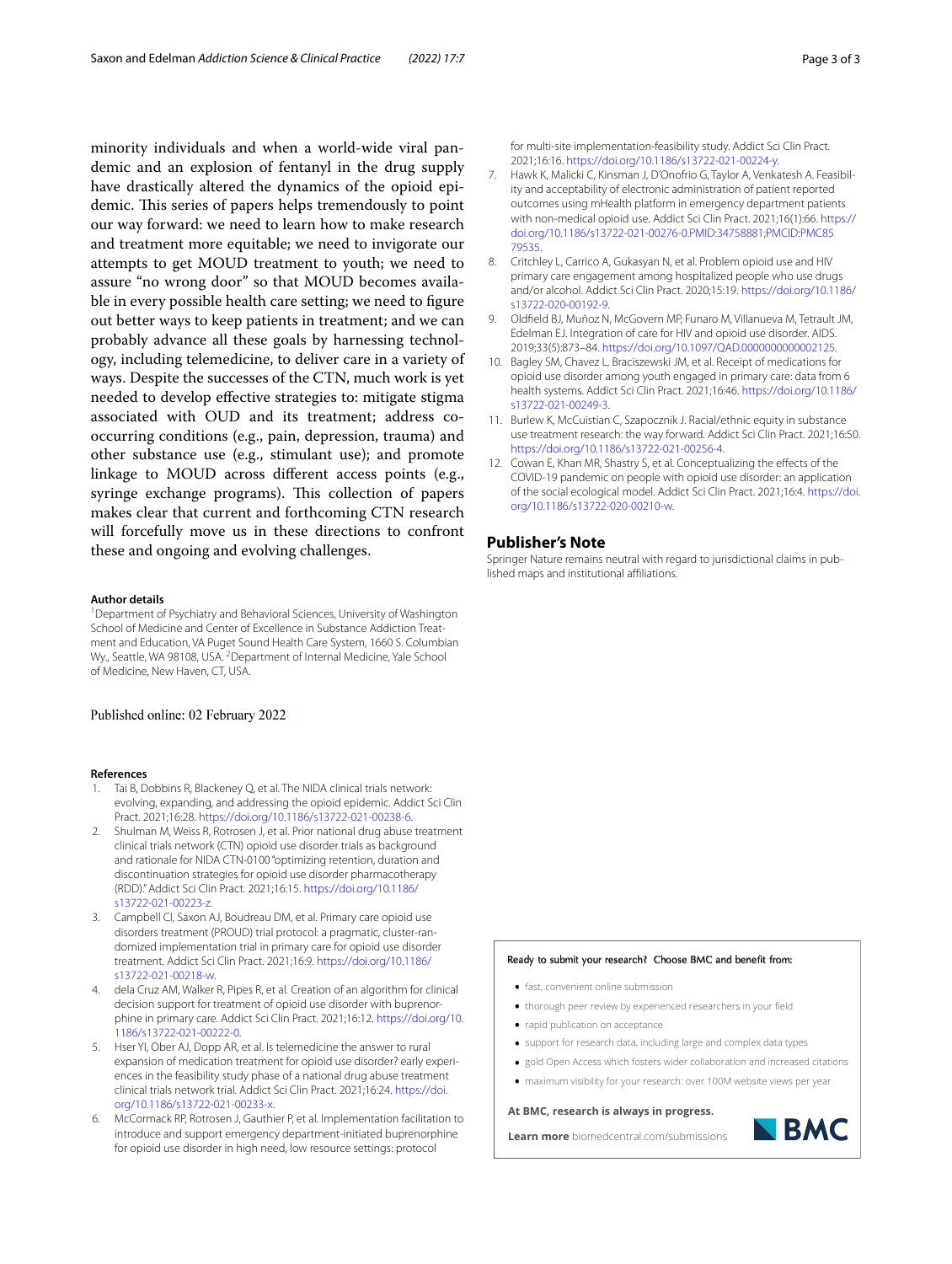minority individuals and when a world-wide viral pandemic and an explosion of fentanyl in the drug supply have drastically altered the dynamics of the opioid epidemic. This series of papers helps tremendously to point our way forward: we need to learn how to make research and treatment more equitable; we need to invigorate our attempts to get MOUD treatment to youth; we need to assure "no wrong door" so that MOUD becomes available in every possible health care setting; we need to figure out better ways to keep patients in treatment; and we can probably advance all these goals by harnessing technology, including telemedicine, to deliver care in a variety of ways. Despite the successes of the CTN, much work is yet needed to develop effective strategies to: mitigate stigma associated with OUD and its treatment; address co-occurring conditions (e.g., pain, depression, trauma) and other substance use (e.g., stimulant use); and promote linkage to MOUD across different access points (e.g., syringe exchange programs). This collection of papers makes clear that current and forthcoming CTN research will forcefully move us in these directions to confront these and ongoing and evolving challenges.

#### Author details

[1]Department of Psychiatry and Behavioral Sciences, University of Washington School of Medicine and Center of Excellence in Substance Addiction Treatment and Education, VA Puget Sound Health Care System, 1660 S. Columbian Wy., Seattle, WA 98108, USA. [2]Department of Internal Medicine, Yale School of Medicine, New Haven, CT, USA.

Published online: 02 February 2022

#### References

1. Tai B, Dobbins R, Blackeney Q, et al. The NIDA clinical trials network: evolving, expanding, and addressing the opioid epidemic. Addict Sci Clin Pract. 2021;16:28. https://doi.org/10.1186/s13722-021-00238-6.
2. Shulman M, Weiss R, Rotrosen J, et al. Prior national drug abuse treatment clinical trials network (CTN) opioid use disorder trials as background and rationale for NIDA CTN-0100 "optimizing retention, duration and discontinuation strategies for opioid use disorder pharmacotherapy (RDD)." Addict Sci Clin Pract. 2021;16:15. https://doi.org/10.1186/s13722-021-00223-z.
3. Campbell CI, Saxon AJ, Boudreau DM, et al. Primary care opioid use disorders treatment (PROUD) trial protocol: a pragmatic, cluster-randomized implementation trial in primary care for opioid use disorder treatment. Addict Sci Clin Pract. 2021;16:9. https://doi.org/10.1186/s13722-021-00218-w.
4. dela Cruz AM, Walker R, Pipes R, et al. Creation of an algorithm for clinical decision support for treatment of opioid use disorder with buprenorphine in primary care. Addict Sci Clin Pract. 2021;16:12. https://doi.org/10.1186/s13722-021-00222-0.
5. Hser YI, Ober AJ, Dopp AR, et al. Is telemedicine the answer to rural expansion of medication treatment for opioid use disorder? early experiences in the feasibility study phase of a national drug abuse treatment clinical trials network trial. Addict Sci Clin Pract. 2021;16:24. https://doi.org/10.1186/s13722-021-00233-x.
6. McCormack RP, Rotrosen J, Gauthier P, et al. Implementation facilitation to introduce and support emergency department-initiated buprenorphine for opioid use disorder in high need, low resource settings: protocol for multi-site implementation-feasibility study. Addict Sci Clin Pract. 2021;16:16. https://doi.org/10.1186/s13722-021-00224-y.
7. Hawk K, Malicki C, Kinsman J, D'Onofrio G, Taylor A, Venkatesh A. Feasibility and acceptability of electronic administration of patient reported outcomes using mHealth platform in emergency department patients with non-medical opioid use. Addict Sci Clin Pract. 2021;16(1):66. https://doi.org/10.1186/s13722-021-00276-0.PMID:34758881;PMCID:PMC8579535.
8. Critchley L, Carrico A, Gukasyan N, et al. Problem opioid use and HIV primary care engagement among hospitalized people who use drugs and/or alcohol. Addict Sci Clin Pract. 2020;15:19. https://doi.org/10.1186/s13722-020-00192-9.
9. Oldfield BJ, Muñoz N, McGovern MP, Funaro M, Villanueva M, Tetrault JM, Edelman EJ. Integration of care for HIV and opioid use disorder. AIDS. 2019;33(5):873–84. https://doi.org/10.1097/QAD.0000000000002125.
10. Bagley SM, Chavez L, Braciszewski JM, et al. Receipt of medications for opioid use disorder among youth engaged in primary care: data from 6 health systems. Addict Sci Clin Pract. 2021;16:46. https://doi.org/10.1186/s13722-021-00249-3.
11. Burlew K, McCuistian C, Szapocznik J. Racial/ethnic equity in substance use treatment research: the way forward. Addict Sci Clin Pract. 2021;16:50. https://doi.org/10.1186/s13722-021-00256-4.
12. Cowan E, Khan MR, Shastry S, et al. Conceptualizing the effects of the COVID-19 pandemic on people with opioid use disorder: an application of the social ecological model. Addict Sci Clin Pract. 2021;16:4. https://doi.org/10.1186/s13722-020-00210-w.

## Publisher's Note

Springer Nature remains neutral with regard to jurisdictional claims in published maps and institutional affiliations.

Ready to submit your research? Choose BMC and benefit from:

- fast, convenient online submission
- thorough peer review by experienced researchers in your field
- rapid publication on acceptance
- support for research data, including large and complex data types
- gold Open Access which fosters wider collaboration and increased citations
- maximum visibility for your research: over 100M website views per year

**At BMC, research is always in progress.**

**Learn more** biomedcentral.com/submissions

BMC